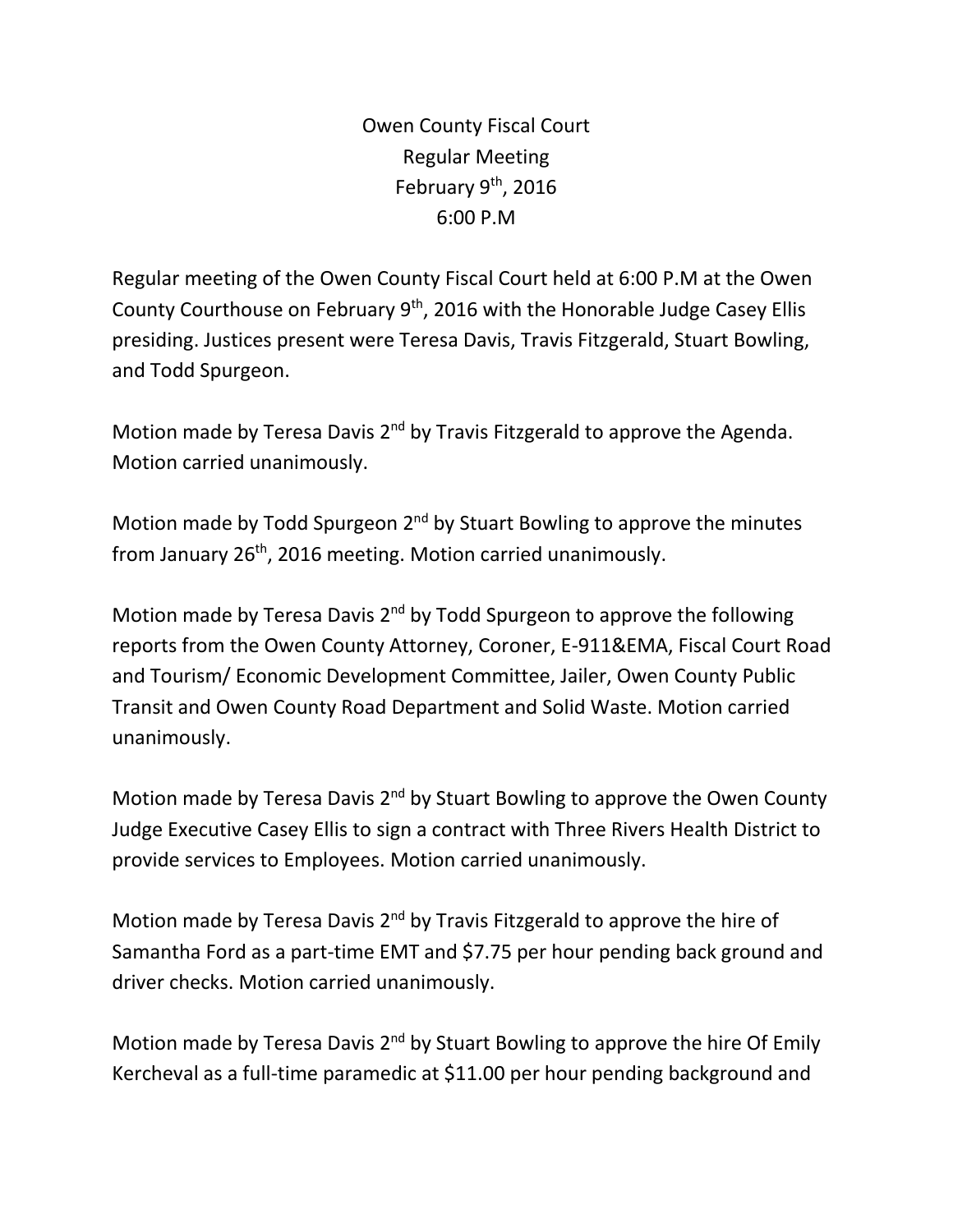Owen County Fiscal Court
Regular Meeting
February 9th, 2016
6:00 P.M

Regular meeting of the Owen County Fiscal Court held at 6:00 P.M at the Owen County Courthouse on February 9th, 2016 with the Honorable Judge Casey Ellis presiding. Justices present were Teresa Davis, Travis Fitzgerald, Stuart Bowling, and Todd Spurgeon.

Motion made by Teresa Davis 2nd by Travis Fitzgerald to approve the Agenda. Motion carried unanimously.

Motion made by Todd Spurgeon 2nd by Stuart Bowling to approve the minutes from January 26th, 2016 meeting. Motion carried unanimously.

Motion made by Teresa Davis 2nd by Todd Spurgeon to approve the following reports from the Owen County Attorney, Coroner, E-911&EMA, Fiscal Court Road and Tourism/ Economic Development Committee, Jailer, Owen County Public Transit and Owen County Road Department and Solid Waste. Motion carried unanimously.

Motion made by Teresa Davis 2nd by Stuart Bowling to approve the Owen County Judge Executive Casey Ellis to sign a contract with Three Rivers Health District to provide services to Employees. Motion carried unanimously.

Motion made by Teresa Davis 2nd by Travis Fitzgerald to approve the hire of Samantha Ford as a part-time EMT and $7.75 per hour pending back ground and driver checks. Motion carried unanimously.

Motion made by Teresa Davis 2nd by Stuart Bowling to approve the hire Of Emily Kercheval as a full-time paramedic at $11.00 per hour pending background and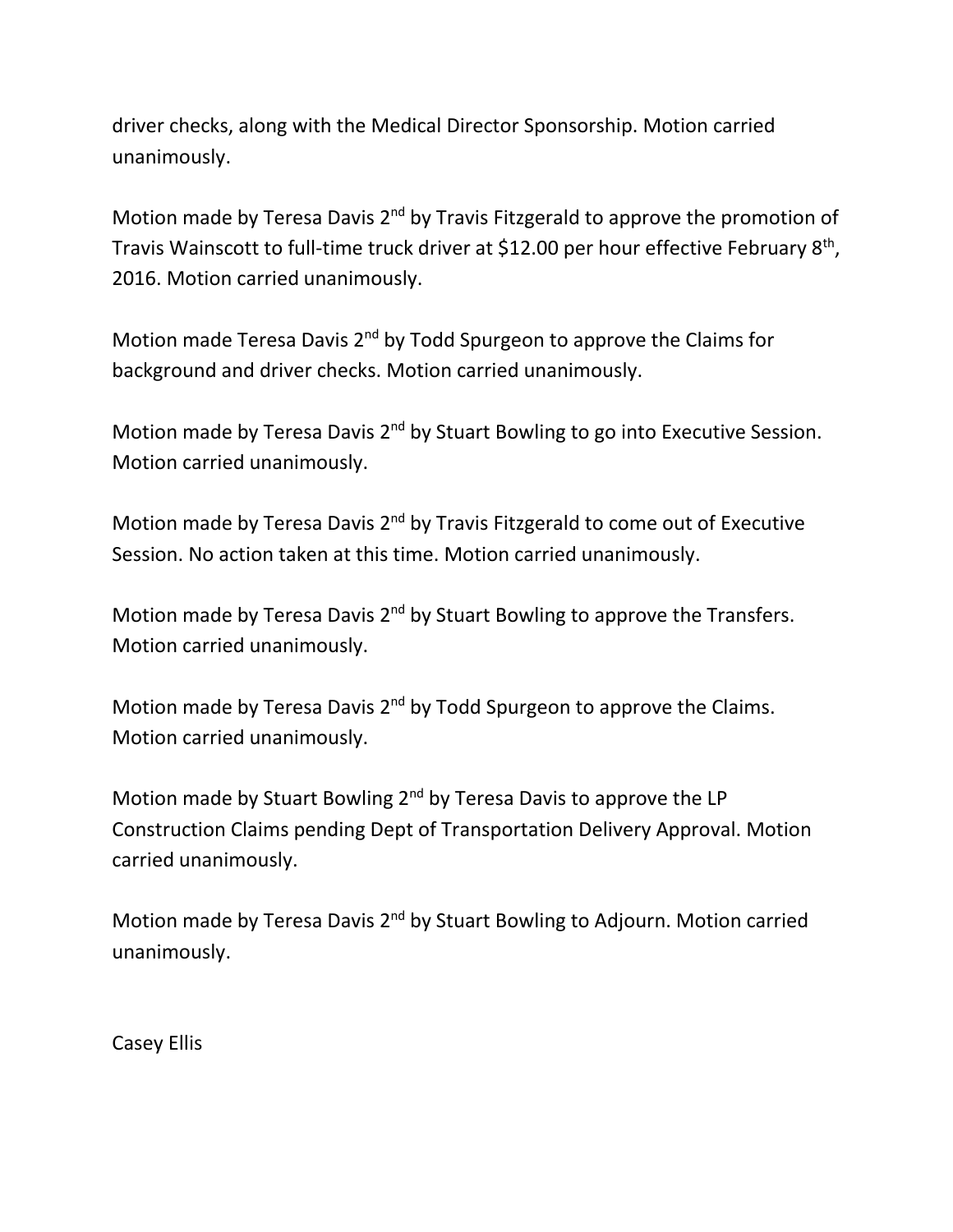driver checks, along with the Medical Director Sponsorship. Motion carried unanimously.

Motion made by Teresa Davis 2nd by Travis Fitzgerald to approve the promotion of Travis Wainscott to full-time truck driver at $12.00 per hour effective February 8th, 2016. Motion carried unanimously.

Motion made Teresa Davis 2nd by Todd Spurgeon to approve the Claims for background and driver checks. Motion carried unanimously.

Motion made by Teresa Davis 2nd by Stuart Bowling to go into Executive Session. Motion carried unanimously.

Motion made by Teresa Davis 2nd by Travis Fitzgerald to come out of Executive Session. No action taken at this time. Motion carried unanimously.

Motion made by Teresa Davis 2nd by Stuart Bowling to approve the Transfers. Motion carried unanimously.

Motion made by Teresa Davis 2nd by Todd Spurgeon to approve the Claims. Motion carried unanimously.

Motion made by Stuart Bowling 2nd by Teresa Davis to approve the LP Construction Claims pending Dept of Transportation Delivery Approval. Motion carried unanimously.

Motion made by Teresa Davis 2nd by Stuart Bowling to Adjourn. Motion carried unanimously.

Casey Ellis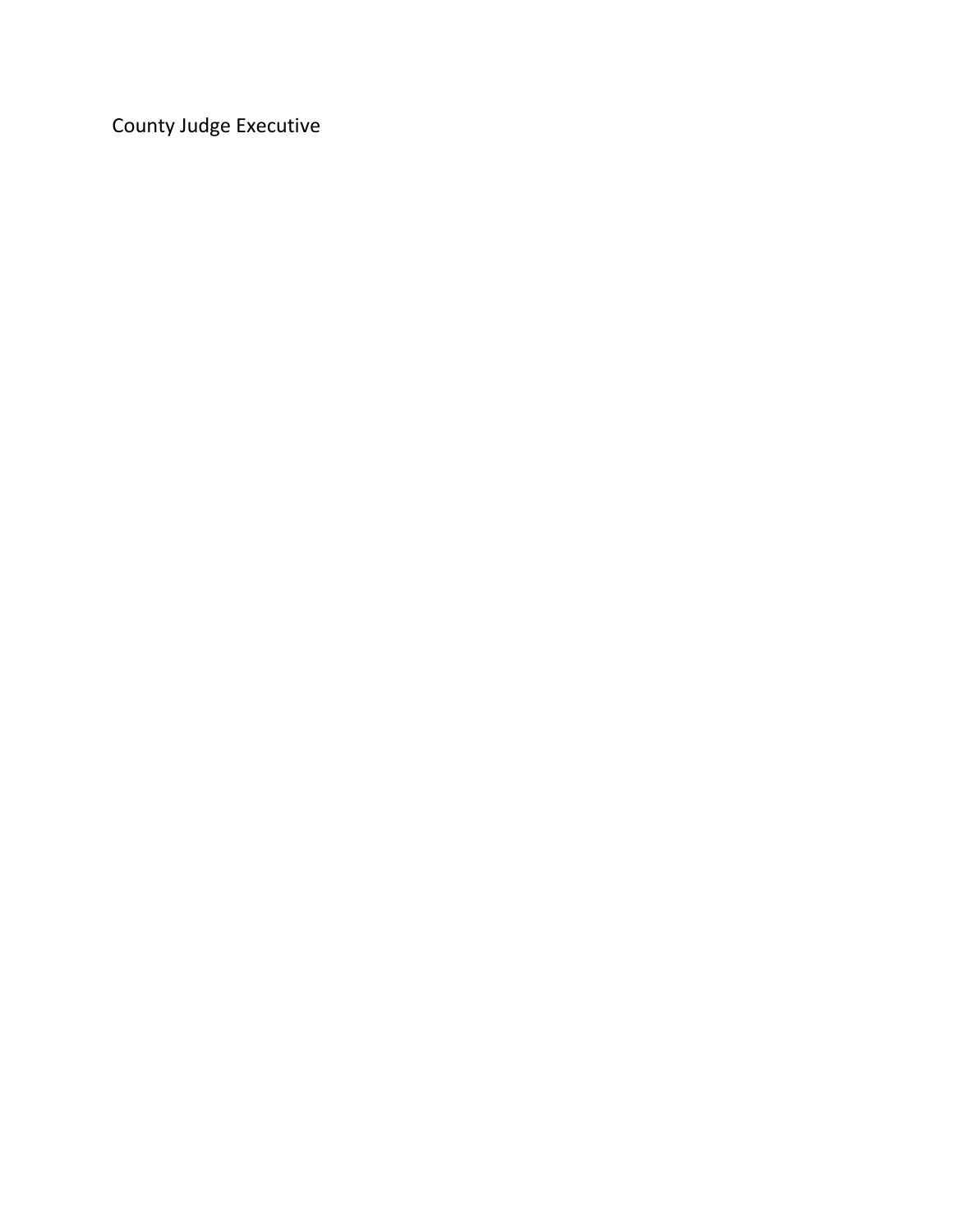County Judge Executive